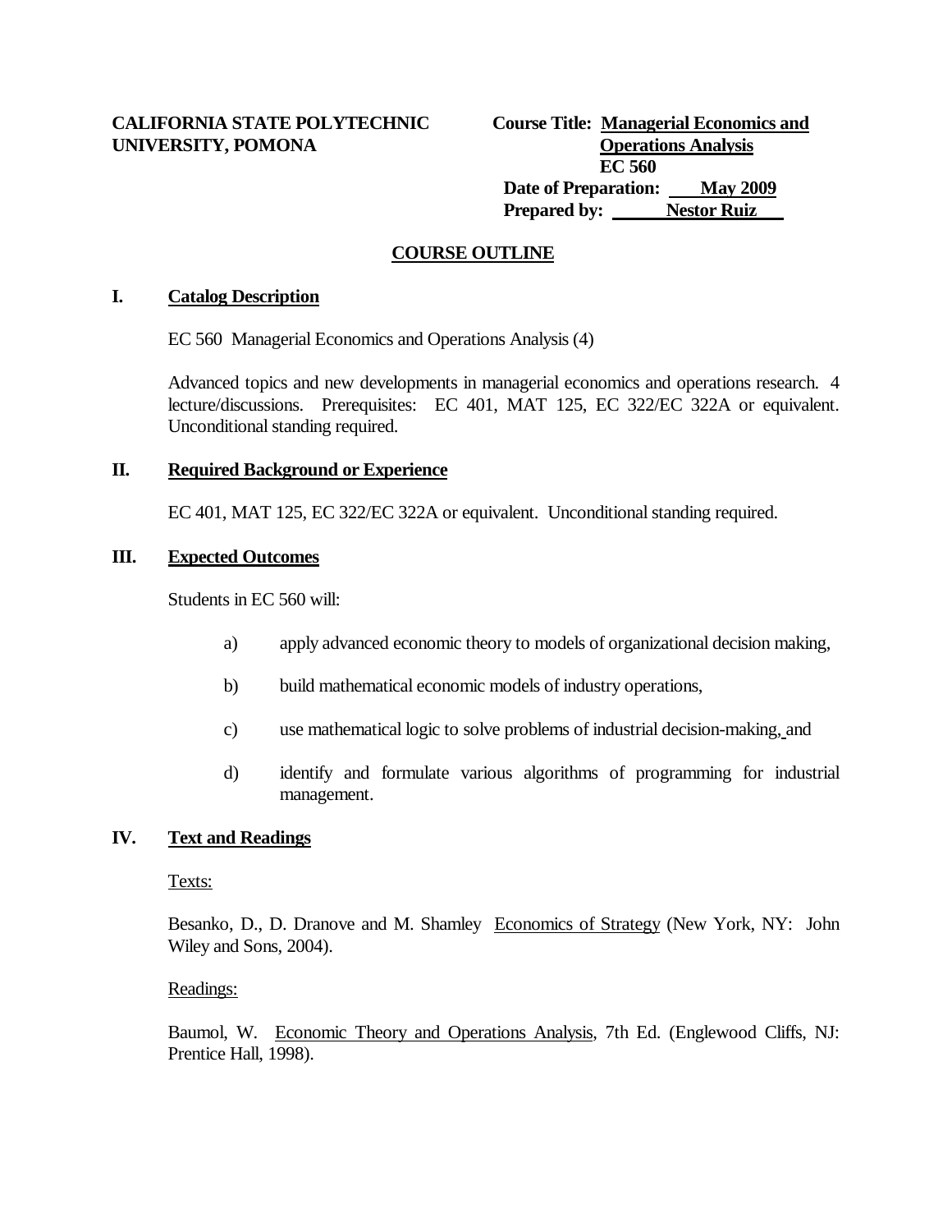**CALIFORNIA STATE POLYTECHNIC UNIVERSITY, POMONA**

**Course Title: Managerial Economics and Operations Analysis**
**EC 560**
**Date of Preparation: May 2009**
**Prepared by: Nestor Ruiz**

# COURSE OUTLINE

## I. Catalog Description

EC 560 Managerial Economics and Operations Analysis (4)

Advanced topics and new developments in managerial economics and operations research. 4 lecture/discussions. Prerequisites: EC 401, MAT 125, EC 322/EC 322A or equivalent. Unconditional standing required.

## II. Required Background or Experience

EC 401, MAT 125, EC 322/EC 322A or equivalent. Unconditional standing required.

## III. Expected Outcomes

Students in EC 560 will:

a) apply advanced economic theory to models of organizational decision making,

b) build mathematical economic models of industry operations,

c) use mathematical logic to solve problems of industrial decision-making, and

d) identify and formulate various algorithms of programming for industrial management.

## IV. Text and Readings

Texts:

Besanko, D., D. Dranove and M. Shamley Economics of Strategy (New York, NY: John Wiley and Sons, 2004).

Readings:

Baumol, W. Economic Theory and Operations Analysis, 7th Ed. (Englewood Cliffs, NJ: Prentice Hall, 1998).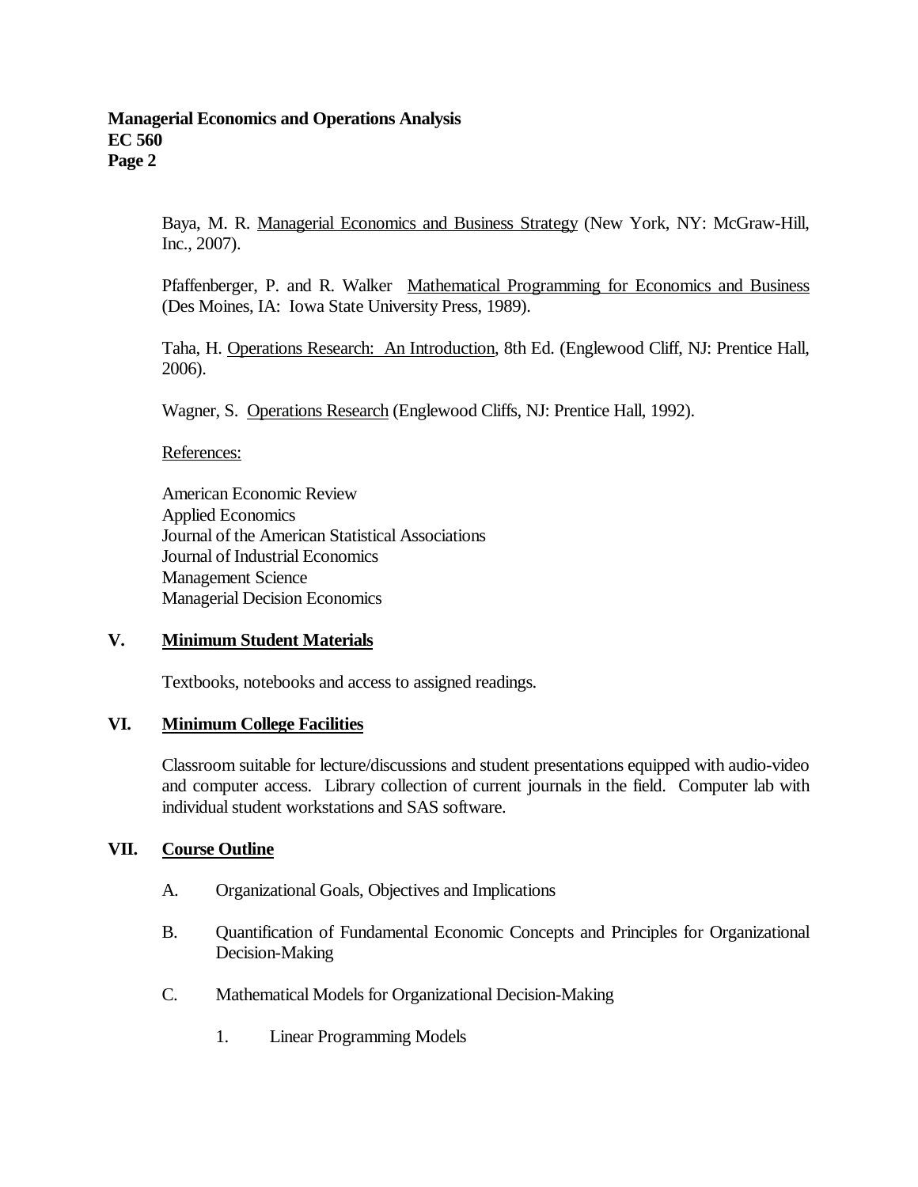Baya, M. R. Managerial Economics and Business Strategy (New York, NY: McGraw-Hill, Inc., 2007).

Pfaffenberger, P. and R. Walker Mathematical Programming for Economics and Business (Des Moines, IA: Iowa State University Press, 1989).

Taha, H. Operations Research: An Introduction, 8th Ed. (Englewood Cliff, NJ: Prentice Hall, 2006).

Wagner, S. Operations Research (Englewood Cliffs, NJ: Prentice Hall, 1992).

References:

American Economic Review  
Applied Economics  
Journal of the American Statistical Associations  
Journal of Industrial Economics  
Management Science  
Managerial Decision Economics

## V. Minimum Student Materials

Textbooks, notebooks and access to assigned readings.

## VI. Minimum College Facilities

Classroom suitable for lecture/discussions and student presentations equipped with audio-video and computer access. Library collection of current journals in the field. Computer lab with individual student workstations and SAS software.

## VII. Course Outline

A. Organizational Goals, Objectives and Implications

B. Quantification of Fundamental Economic Concepts and Principles for Organizational Decision-Making

C. Mathematical Models for Organizational Decision-Making

   1. Linear Programming Models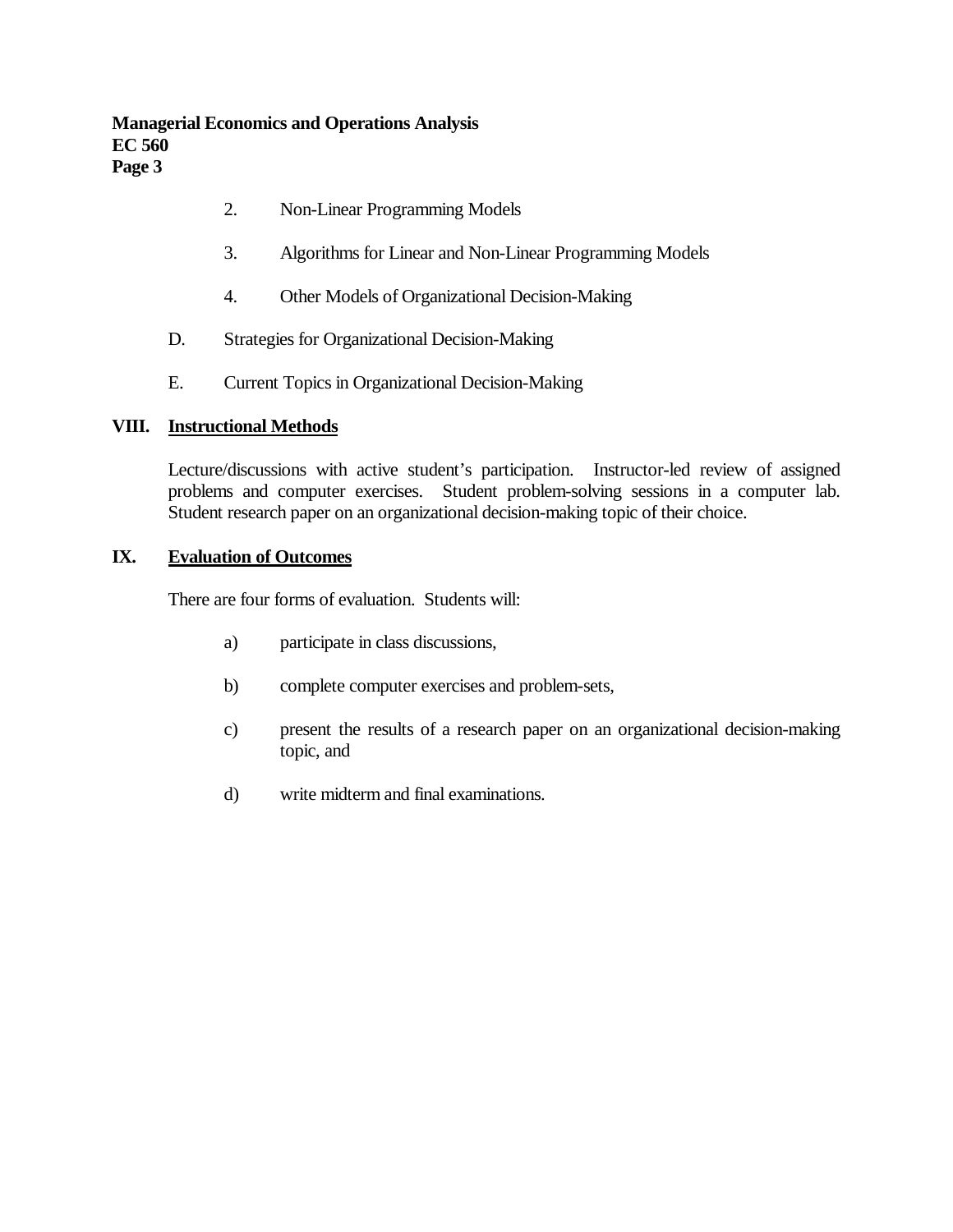2. Non-Linear Programming Models

3. Algorithms for Linear and Non-Linear Programming Models

4. Other Models of Organizational Decision-Making

D. Strategies for Organizational Decision-Making

E. Current Topics in Organizational Decision-Making

## VIII. Instructional Methods

Lecture/discussions with active student's participation. Instructor-led review of assigned problems and computer exercises. Student problem-solving sessions in a computer lab. Student research paper on an organizational decision-making topic of their choice.

## IX. Evaluation of Outcomes

There are four forms of evaluation. Students will:

a) participate in class discussions,

b) complete computer exercises and problem-sets,

c) present the results of a research paper on an organizational decision-making topic, and

d) write midterm and final examinations.